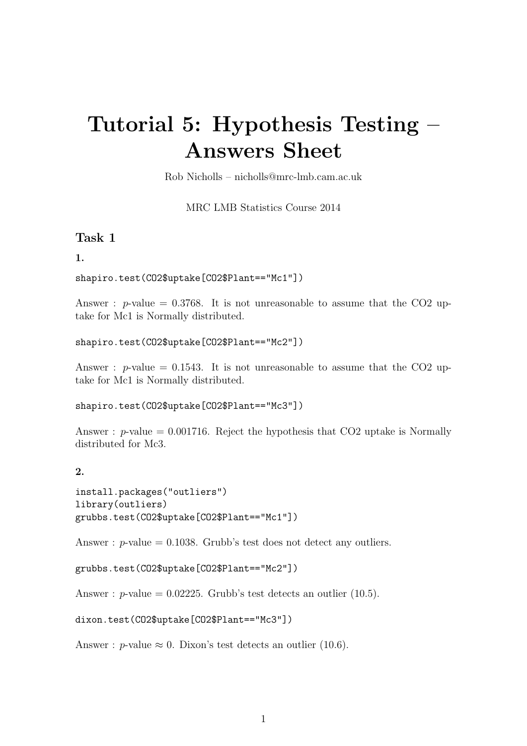# Tutorial 5: Hypothesis Testing – Answers Sheet

Rob Nicholls – nicholls@mrc-lmb.cam.ac.uk

MRC LMB Statistics Course 2014

## Task 1

### 1.

```
shapiro.test(CO2$uptake[CO2$Plant=="Mc1"])
```

Answer : $p$-value = 0.3768. It is not unreasonable to assume that the CO2 uptake for Mc1 is Normally distributed.

```
shapiro.test(CO2$uptake[CO2$Plant=="Mc2"])
```

Answer : $p$-value = 0.1543. It is not unreasonable to assume that the CO2 uptake for Mc1 is Normally distributed.

```
shapiro.test(CO2$uptake[CO2$Plant=="Mc3"])
```

Answer : $p$-value = 0.001716. Reject the hypothesis that CO2 uptake is Normally distributed for Mc3.

### 2.

```
install.packages("outliers")
library(outliers)
grubbs.test(CO2$uptake[CO2$Plant=="Mc1"])
```

Answer : $p$-value = 0.1038. Grubb's test does not detect any outliers.

```
grubbs.test(CO2$uptake[CO2$Plant=="Mc2"])
```

Answer : $p$-value = 0.02225. Grubb's test detects an outlier (10.5).

```
dixon.test(CO2$uptake[CO2$Plant=="Mc3"])
```

Answer : $p$-value $\approx$ 0. Dixon's test detects an outlier (10.6).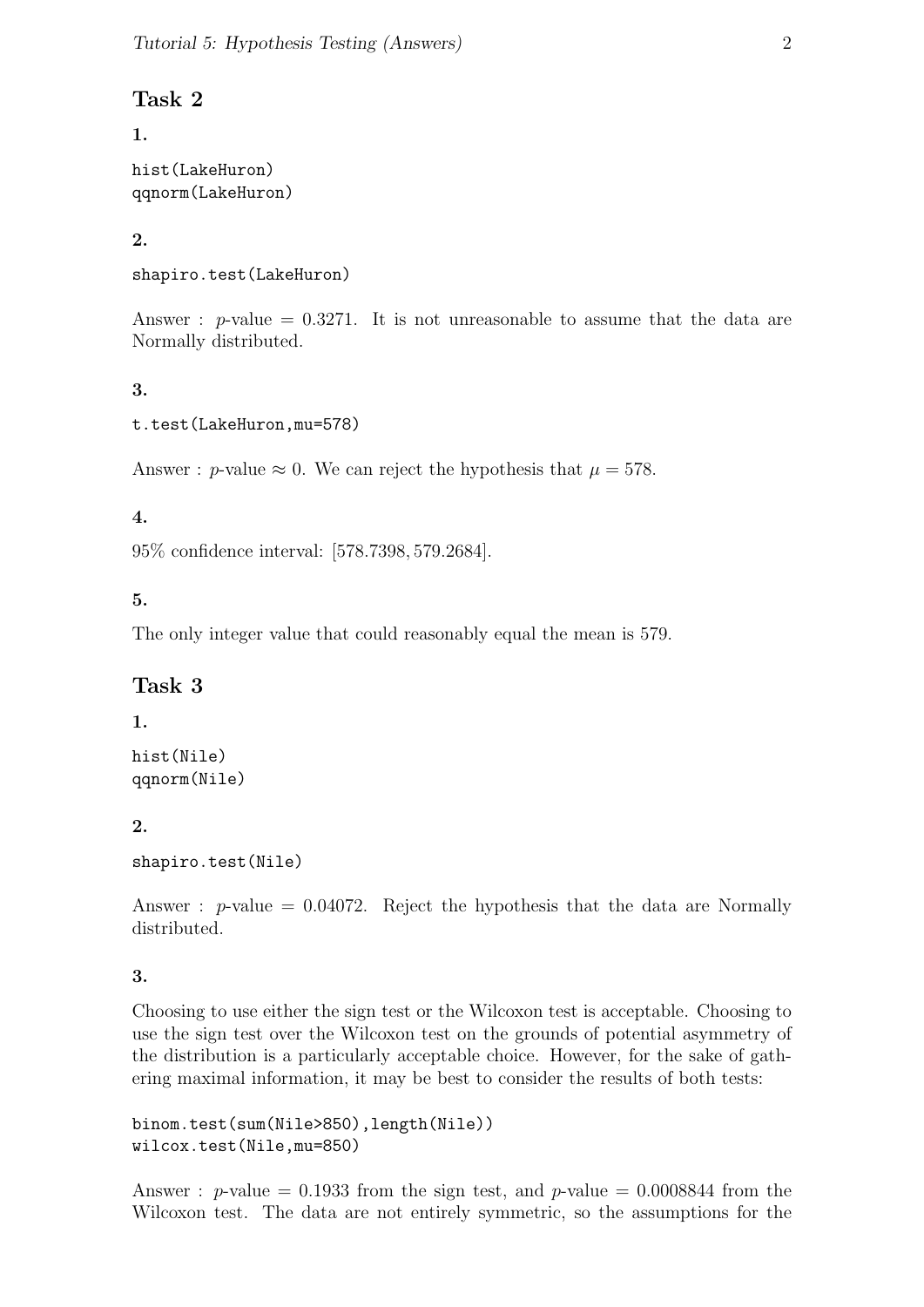## Task 2

### 1.

```
hist(LakeHuron)
qqnorm(LakeHuron)
```

### 2.

```
shapiro.test(LakeHuron)
```

Answer : $p$-value $= 0.3271$. It is not unreasonable to assume that the data are Normally distributed.

### 3.

```
t.test(LakeHuron,mu=578)
```

Answer : $p$-value $\approx 0$. We can reject the hypothesis that $\mu = 578$.

### 4.

95% confidence interval: $[578.7398, 579.2684]$.

### 5.

The only integer value that could reasonably equal the mean is 579.

## Task 3

### 1.

```
hist(Nile)
qqnorm(Nile)
```

### 2.

```
shapiro.test(Nile)
```

Answer : $p$-value $= 0.04072$. Reject the hypothesis that the data are Normally distributed.

### 3.

Choosing to use either the sign test or the Wilcoxon test is acceptable. Choosing to use the sign test over the Wilcoxon test on the grounds of potential asymmetry of the distribution is a particularly acceptable choice. However, for the sake of gathering maximal information, it may be best to consider the results of both tests:

```
binom.test(sum(Nile>850),length(Nile))
wilcox.test(Nile,mu=850)
```

Answer : $p$-value $= 0.1933$ from the sign test, and $p$-value $= 0.0008844$ from the Wilcoxon test. The data are not entirely symmetric, so the assumptions for the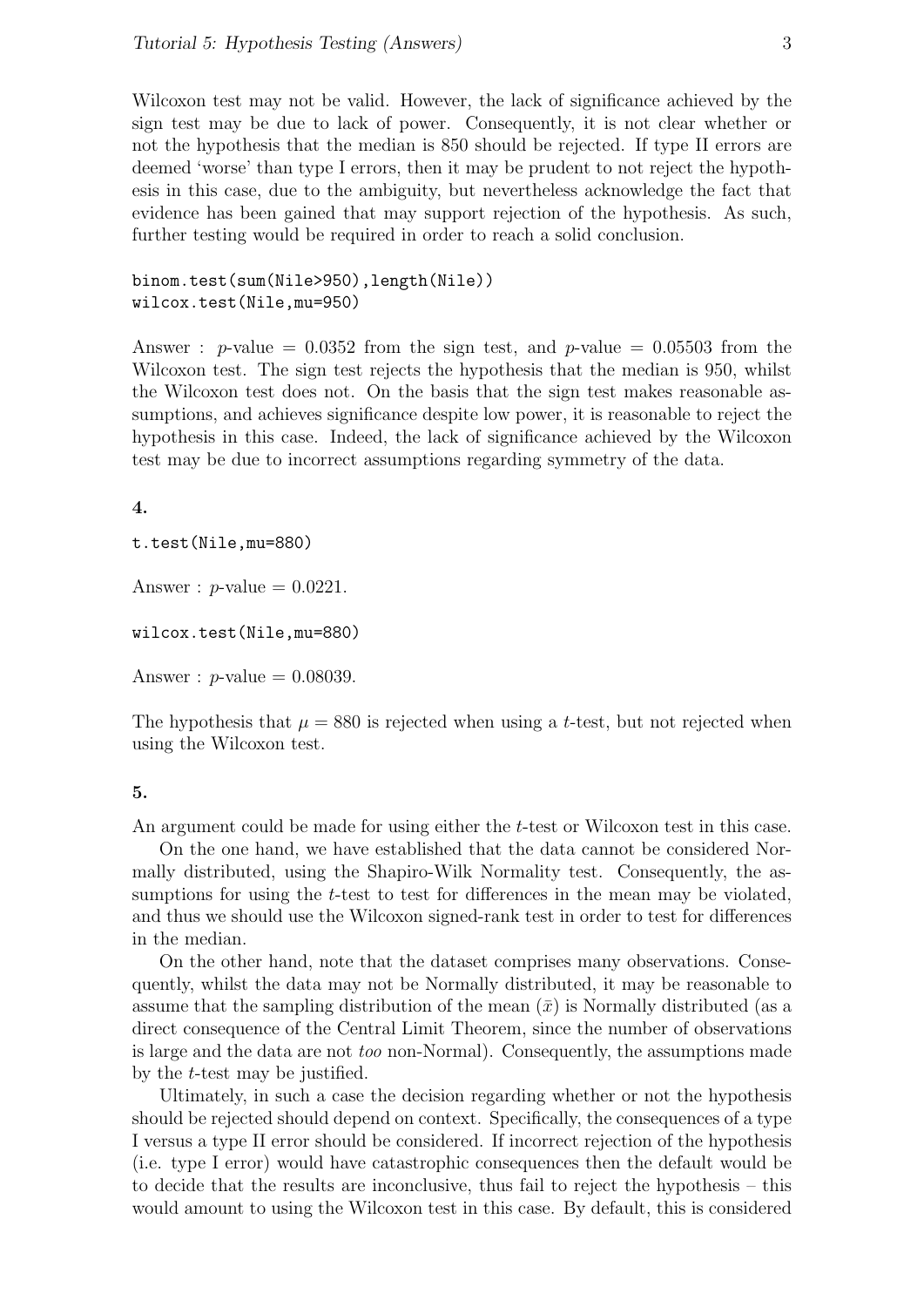Wilcoxon test may not be valid. However, the lack of significance achieved by the sign test may be due to lack of power. Consequently, it is not clear whether or not the hypothesis that the median is 850 should be rejected. If type II errors are deemed 'worse' than type I errors, then it may be prudent to not reject the hypothesis in this case, due to the ambiguity, but nevertheless acknowledge the fact that evidence has been gained that may support rejection of the hypothesis. As such, further testing would be required in order to reach a solid conclusion.

```
binom.test(sum(Nile>950),length(Nile))
wilcox.test(Nile,mu=950)
```

Answer : $p$-value = 0.0352 from the sign test, and $p$-value = 0.05503 from the Wilcoxon test. The sign test rejects the hypothesis that the median is 950, whilst the Wilcoxon test does not. On the basis that the sign test makes reasonable assumptions, and achieves significance despite low power, it is reasonable to reject the hypothesis in this case. Indeed, the lack of significance achieved by the Wilcoxon test may be due to incorrect assumptions regarding symmetry of the data.

**4.**

```
t.test(Nile,mu=880)
```

Answer : $p$-value = 0.0221.

```
wilcox.test(Nile,mu=880)
```

Answer : $p$-value = 0.08039.

The hypothesis that $\mu = 880$ is rejected when using a $t$-test, but not rejected when using the Wilcoxon test.

**5.**

An argument could be made for using either the $t$-test or Wilcoxon test in this case.

On the one hand, we have established that the data cannot be considered Normally distributed, using the Shapiro-Wilk Normality test. Consequently, the assumptions for using the $t$-test to test for differences in the mean may be violated, and thus we should use the Wilcoxon signed-rank test in order to test for differences in the median.

On the other hand, note that the dataset comprises many observations. Consequently, whilst the data may not be Normally distributed, it may be reasonable to assume that the sampling distribution of the mean ($\bar{x}$) is Normally distributed (as a direct consequence of the Central Limit Theorem, since the number of observations is large and the data are not *too* non-Normal). Consequently, the assumptions made by the $t$-test may be justified.

Ultimately, in such a case the decision regarding whether or not the hypothesis should be rejected should depend on context. Specifically, the consequences of a type I versus a type II error should be considered. If incorrect rejection of the hypothesis (i.e. type I error) would have catastrophic consequences then the default would be to decide that the results are inconclusive, thus fail to reject the hypothesis – this would amount to using the Wilcoxon test in this case. By default, this is considered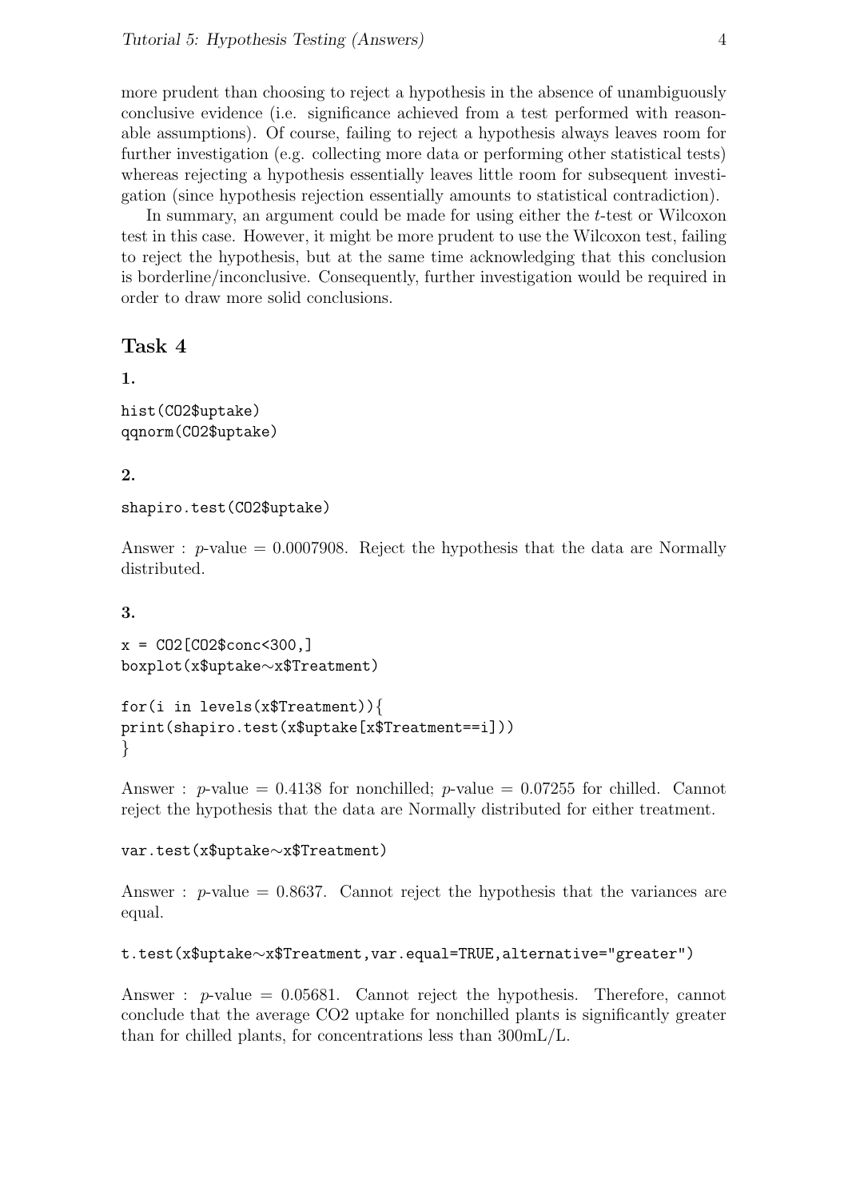more prudent than choosing to reject a hypothesis in the absence of unambiguously conclusive evidence (i.e. significance achieved from a test performed with reasonable assumptions). Of course, failing to reject a hypothesis always leaves room for further investigation (e.g. collecting more data or performing other statistical tests) whereas rejecting a hypothesis essentially leaves little room for subsequent investigation (since hypothesis rejection essentially amounts to statistical contradiction).

In summary, an argument could be made for using either the $t$-test or Wilcoxon test in this case. However, it might be more prudent to use the Wilcoxon test, failing to reject the hypothesis, but at the same time acknowledging that this conclusion is borderline/inconclusive. Consequently, further investigation would be required in order to draw more solid conclusions.

## Task 4

**1.**

```
hist(CO2$uptake)
qqnorm(CO2$uptake)
```

**2.**

```
shapiro.test(CO2$uptake)
```

Answer : $p$-value = 0.0007908. Reject the hypothesis that the data are Normally distributed.

**3.**

```
x = CO2[CO2$conc<300,]
boxplot(x$uptake~x$Treatment)

for(i in levels(x$Treatment)){
print(shapiro.test(x$uptake[x$Treatment==i]))
}
```

Answer : $p$-value = 0.4138 for nonchilled; $p$-value = 0.07255 for chilled. Cannot reject the hypothesis that the data are Normally distributed for either treatment.

```
var.test(x$uptake~x$Treatment)
```

Answer : $p$-value = 0.8637. Cannot reject the hypothesis that the variances are equal.

```
t.test(x$uptake~x$Treatment,var.equal=TRUE,alternative="greater")
```

Answer : $p$-value = 0.05681. Cannot reject the hypothesis. Therefore, cannot conclude that the average CO2 uptake for nonchilled plants is significantly greater than for chilled plants, for concentrations less than 300mL/L.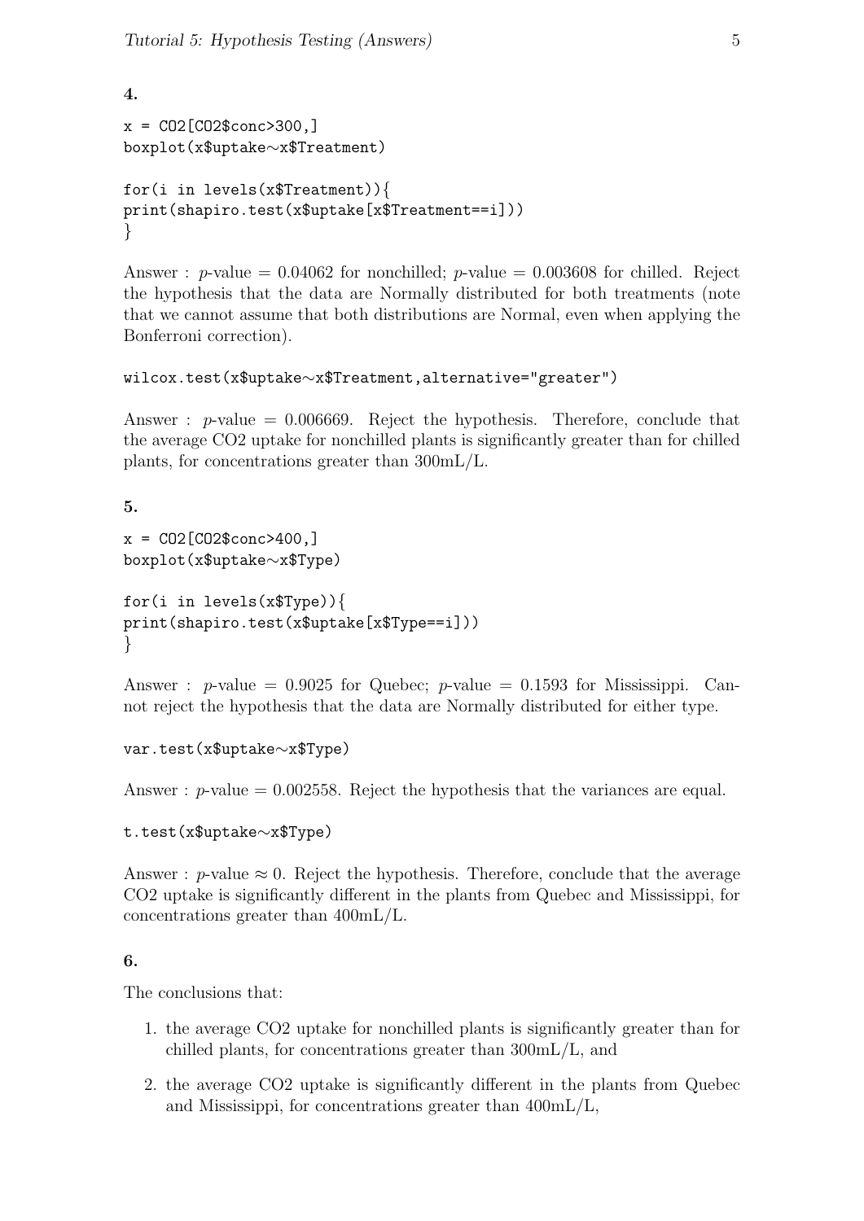**4.**

```
x = CO2[CO2$conc>300,]
boxplot(x$uptake~x$Treatment)

for(i in levels(x$Treatment)){
print(shapiro.test(x$uptake[x$Treatment==i]))
}
```

Answer : $p$-value = 0.04062 for nonchilled; $p$-value = 0.003608 for chilled. Reject the hypothesis that the data are Normally distributed for both treatments (note that we cannot assume that both distributions are Normal, even when applying the Bonferroni correction).

```
wilcox.test(x$uptake~x$Treatment,alternative="greater")
```

Answer : $p$-value = 0.006669. Reject the hypothesis. Therefore, conclude that the average CO2 uptake for nonchilled plants is significantly greater than for chilled plants, for concentrations greater than 300mL/L.

**5.**

```
x = CO2[CO2$conc>400,]
boxplot(x$uptake~x$Type)

for(i in levels(x$Type)){
print(shapiro.test(x$uptake[x$Type==i]))
}
```

Answer : $p$-value = 0.9025 for Quebec; $p$-value = 0.1593 for Mississippi. Cannot reject the hypothesis that the data are Normally distributed for either type.

```
var.test(x$uptake~x$Type)
```

Answer : $p$-value = 0.002558. Reject the hypothesis that the variances are equal.

```
t.test(x$uptake~x$Type)
```

Answer : $p$-value $\approx 0$. Reject the hypothesis. Therefore, conclude that the average CO2 uptake is significantly different in the plants from Quebec and Mississippi, for concentrations greater than 400mL/L.

**6.**

The conclusions that:

1. the average CO2 uptake for nonchilled plants is significantly greater than for chilled plants, for concentrations greater than 300mL/L, and
2. the average CO2 uptake is significantly different in the plants from Quebec and Mississippi, for concentrations greater than 400mL/L,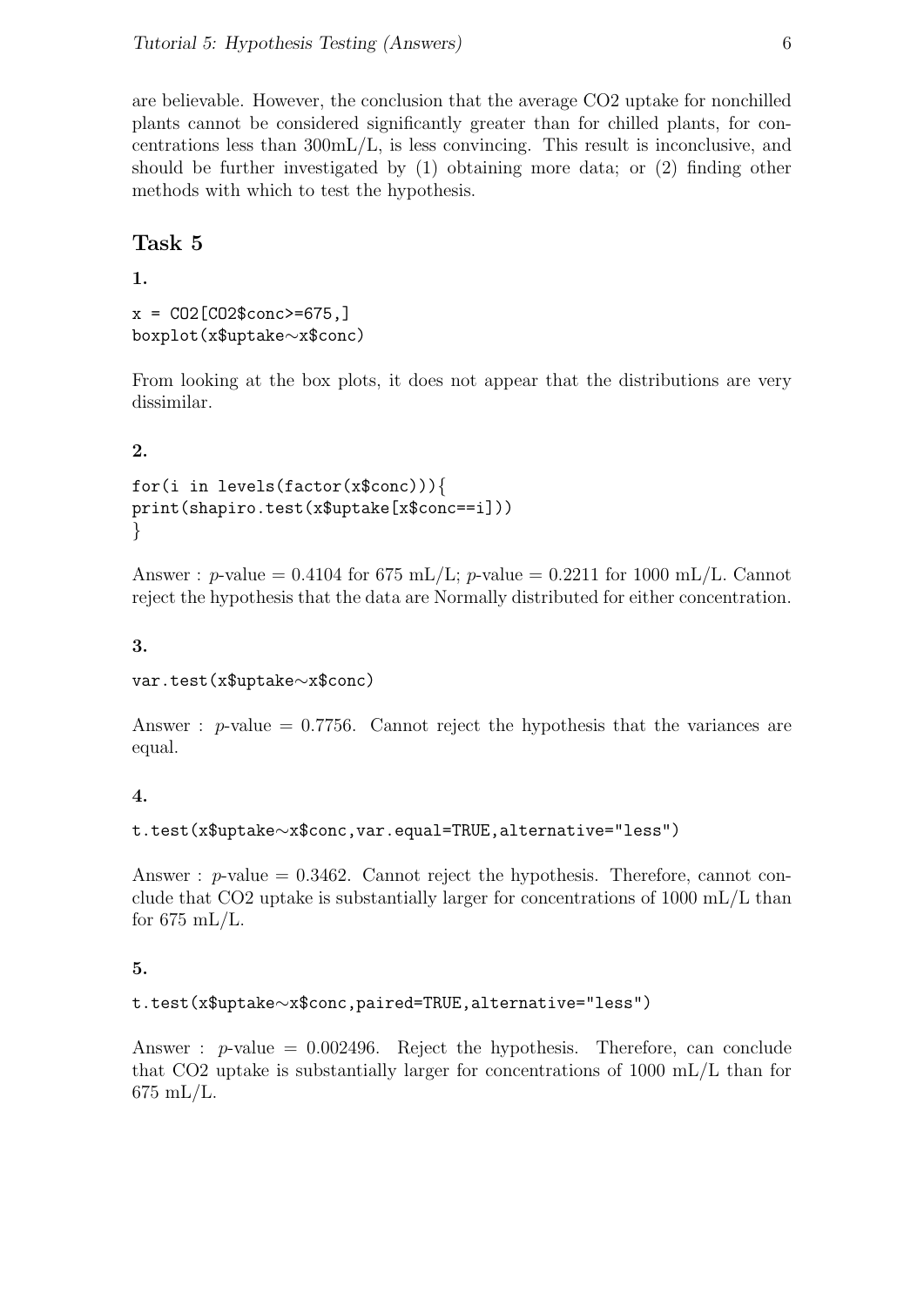are believable. However, the conclusion that the average CO2 uptake for nonchilled plants cannot be considered significantly greater than for chilled plants, for concentrations less than 300mL/L, is less convincing. This result is inconclusive, and should be further investigated by (1) obtaining more data; or (2) finding other methods with which to test the hypothesis.

## Task 5

**1.**

```
x = CO2[CO2$conc>=675,]
boxplot(x$uptake~x$conc)
```

From looking at the box plots, it does not appear that the distributions are very dissimilar.

**2.**

```
for(i in levels(factor(x$conc))){
print(shapiro.test(x$uptake[x$conc==i]))
}
```

Answer : $p$-value = 0.4104 for 675 mL/L; $p$-value = 0.2211 for 1000 mL/L. Cannot reject the hypothesis that the data are Normally distributed for either concentration.

**3.**

```
var.test(x$uptake~x$conc)
```

Answer : $p$-value = 0.7756. Cannot reject the hypothesis that the variances are equal.

**4.**

```
t.test(x$uptake~x$conc,var.equal=TRUE,alternative="less")
```

Answer : $p$-value = 0.3462. Cannot reject the hypothesis. Therefore, cannot conclude that CO2 uptake is substantially larger for concentrations of 1000 mL/L than for 675 mL/L.

**5.**

```
t.test(x$uptake~x$conc,paired=TRUE,alternative="less")
```

Answer : $p$-value = 0.002496. Reject the hypothesis. Therefore, can conclude that CO2 uptake is substantially larger for concentrations of 1000 mL/L than for 675 mL/L.